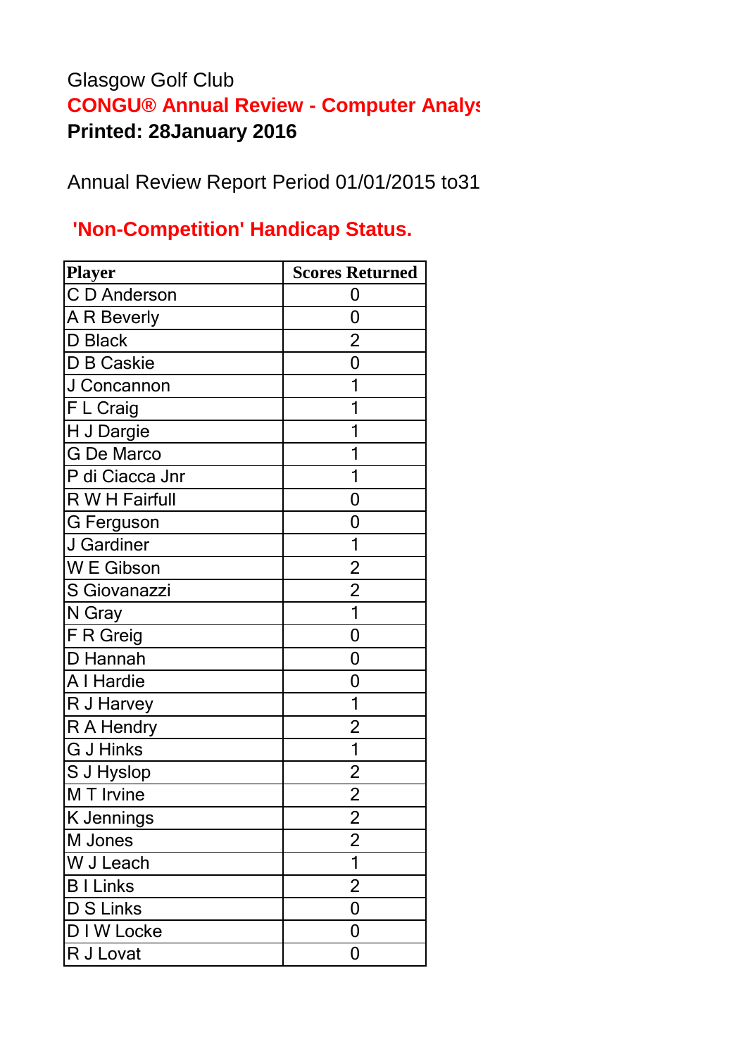Glasgow Golf Club

**CONGU® Annual Review - Computer Analys**

**Printed: 28January 2016**

Annual Review Report Period 01/01/2015 to31

## 'Non-Competition' Handicap Status.

| Player | Scores Returned |
|---|---|
| C D Anderson | 0 |
| A R Beverly | 0 |
| D Black | 2 |
| D B Caskie | 0 |
| J Concannon | 1 |
| F L Craig | 1 |
| H J Dargie | 1 |
| G De Marco | 1 |
| P di Ciacca Jnr | 1 |
| R W H Fairfull | 0 |
| G Ferguson | 0 |
| J Gardiner | 1 |
| W E Gibson | 2 |
| S Giovanazzi | 2 |
| N Gray | 1 |
| F R Greig | 0 |
| D Hannah | 0 |
| A I Hardie | 0 |
| R J Harvey | 1 |
| R A Hendry | 2 |
| G J Hinks | 1 |
| S J Hyslop | 2 |
| M T Irvine | 2 |
| K Jennings | 2 |
| M Jones | 2 |
| W J Leach | 1 |
| B I Links | 2 |
| D S Links | 0 |
| D I W Locke | 0 |
| R J Lovat | 0 |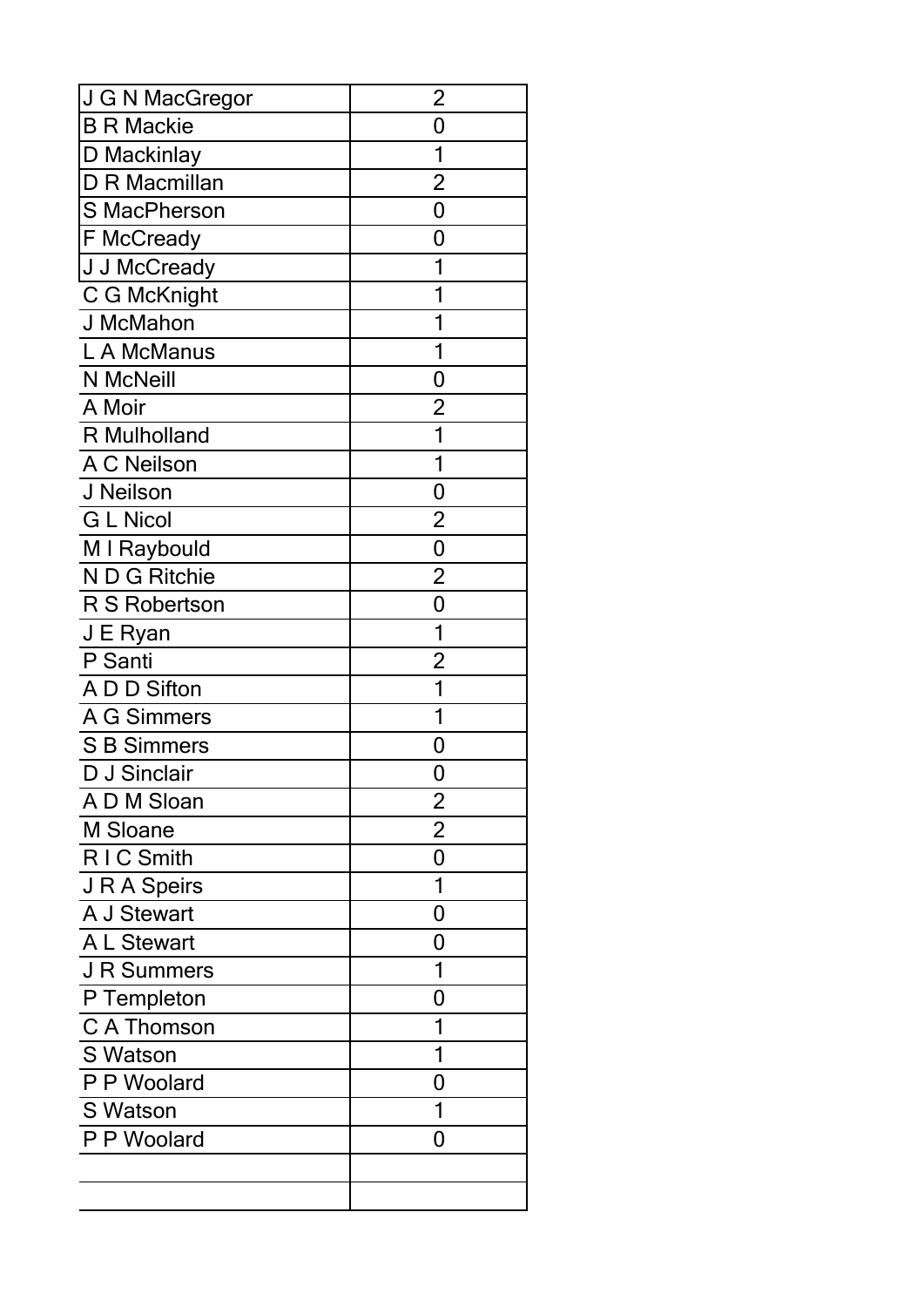| J G N MacGregor | 2 |
|---|---|
| B R Mackie | 0 |
| D Mackinlay | 1 |
| D R Macmillan | 2 |
| S MacPherson | 0 |
| F McCready | 0 |
| J J McCready | 1 |
| C G McKnight | 1 |
| J McMahon | 1 |
| L A McManus | 1 |
| N McNeill | 0 |
| A Moir | 2 |
| R Mulholland | 1 |
| A C Neilson | 1 |
| J Neilson | 0 |
| G L Nicol | 2 |
| M I Raybould | 0 |
| N D G Ritchie | 2 |
| R S Robertson | 0 |
| J E Ryan | 1 |
| P Santi | 2 |
| A D D Sifton | 1 |
| A G Simmers | 1 |
| S B Simmers | 0 |
| D J Sinclair | 0 |
| A D M Sloan | 2 |
| M Sloane | 2 |
| R I C Smith | 0 |
| J R A Speirs | 1 |
| A J Stewart | 0 |
| A L Stewart | 0 |
| J R Summers | 1 |
| P Templeton | 0 |
| C A Thomson | 1 |
| S Watson | 1 |
| P P Woolard | 0 |
| S Watson | 1 |
| P P Woolard | 0 |
| | |
| | |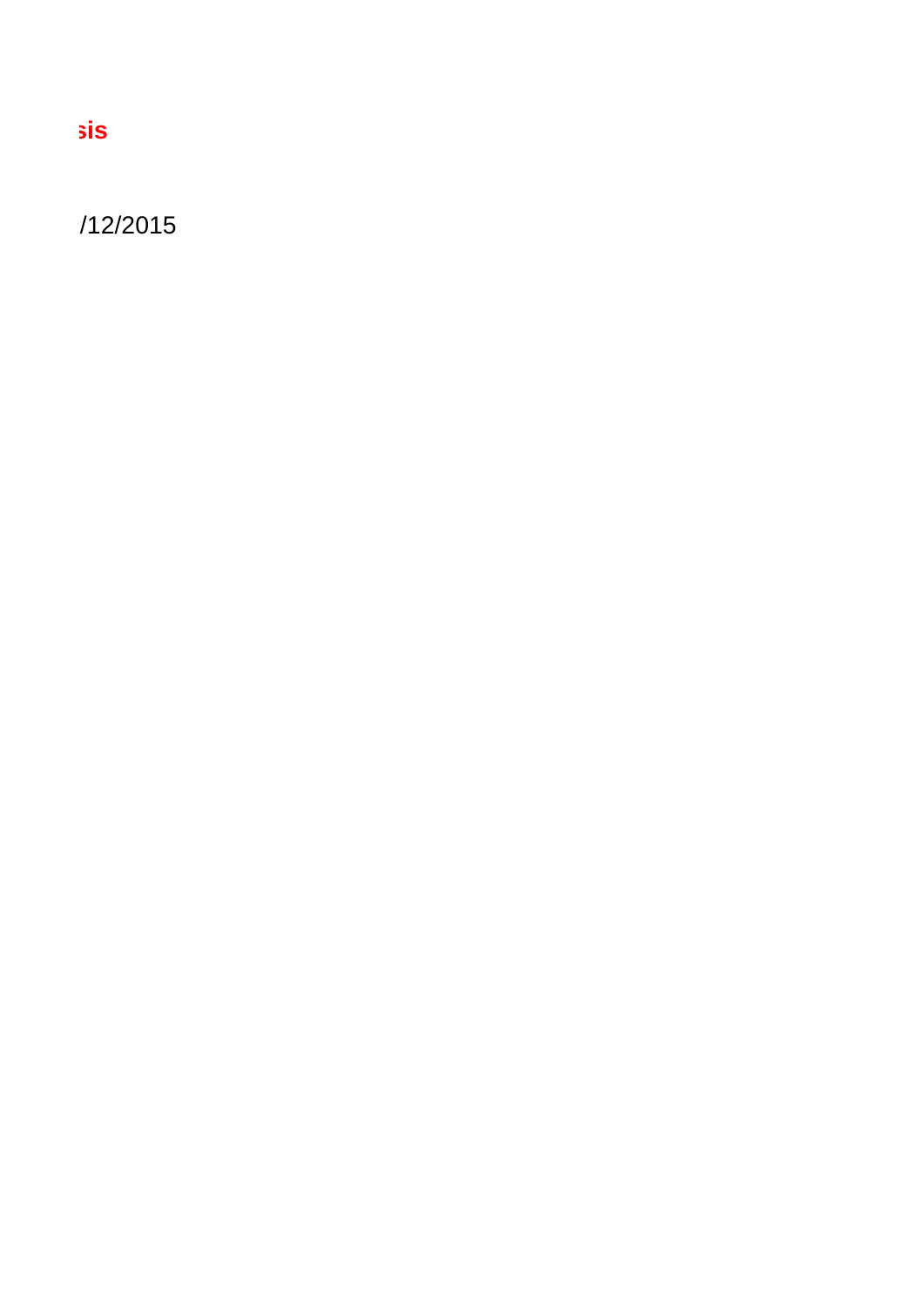**sis**

/12/2015